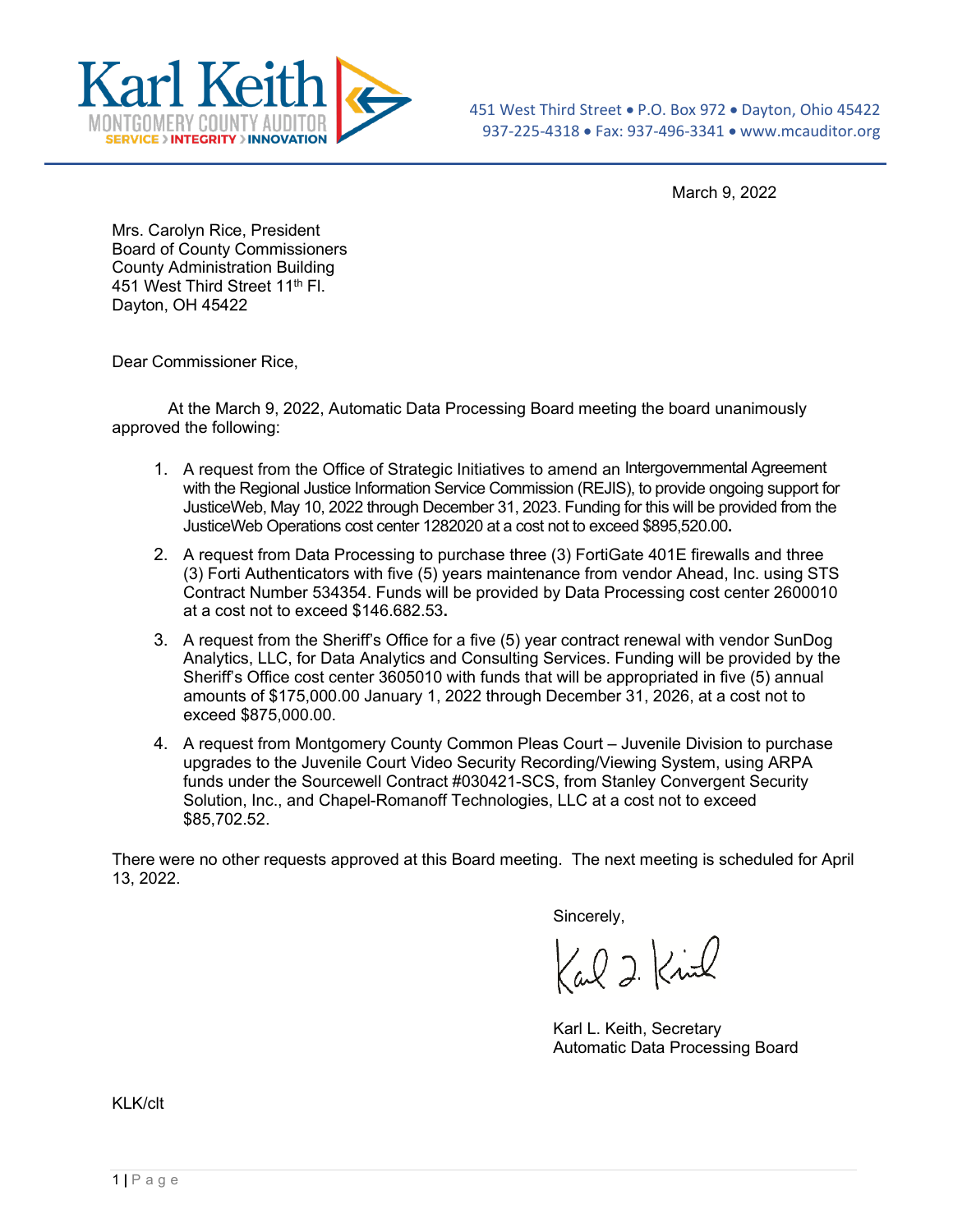# Karl Keith

MONTGOMERY COUNTY AUDITOR

SERVICE › INTEGRITY › INNOVATION

451 West Third Street • P.O. Box 972 • Dayton, Ohio 45422
937-225-4318 • Fax: 937-496-3341 • www.mcauditor.org

March 9, 2022

Mrs. Carolyn Rice, President
Board of County Commissioners
County Administration Building
451 West Third Street 11th Fl.
Dayton, OH 45422

Dear Commissioner Rice,

At the March 9, 2022, Automatic Data Processing Board meeting the board unanimously approved the following:

1. A request from the Office of Strategic Initiatives to amend an Intergovernmental Agreement with the Regional Justice Information Service Commission (REJIS), to provide ongoing support for JusticeWeb, May 10, 2022 through December 31, 2023. Funding for this will be provided from the JusticeWeb Operations cost center 1282020 at a cost not to exceed $895,520.00**.**
2. A request from Data Processing to purchase three (3) FortiGate 401E firewalls and three (3) Forti Authenticators with five (5) years maintenance from vendor Ahead, Inc. using STS Contract Number 534354. Funds will be provided by Data Processing cost center 2600010 at a cost not to exceed $146.682.53**.**
3. A request from the Sheriff's Office for a five (5) year contract renewal with vendor SunDog Analytics, LLC, for Data Analytics and Consulting Services. Funding will be provided by the Sheriff's Office cost center 3605010 with funds that will be appropriated in five (5) annual amounts of $175,000.00 January 1, 2022 through December 31, 2026, at a cost not to exceed $875,000.00.
4. A request from Montgomery County Common Pleas Court – Juvenile Division to purchase upgrades to the Juvenile Court Video Security Recording/Viewing System, using ARPA funds under the Sourcewell Contract #030421-SCS, from Stanley Convergent Security Solution, Inc., and Chapel-Romanoff Technologies, LLC at a cost not to exceed $85,702.52.

There were no other requests approved at this Board meeting. The next meeting is scheduled for April 13, 2022.

Sincerely,

Karl L. Keith, Secretary
Automatic Data Processing Board

KLK/clt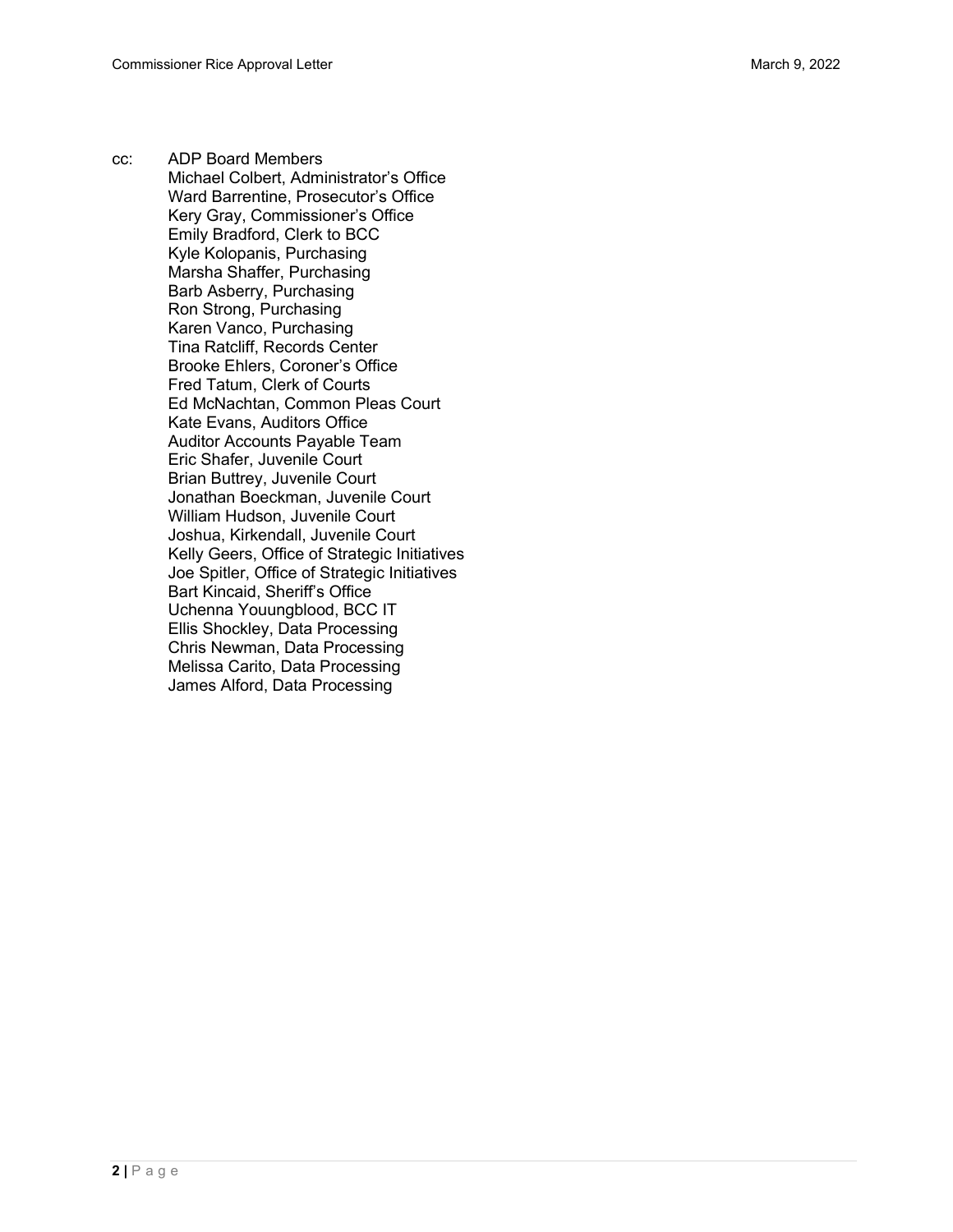cc: ADP Board Members
Michael Colbert, Administrator's Office
Ward Barrentine, Prosecutor's Office
Kery Gray, Commissioner's Office
Emily Bradford, Clerk to BCC
Kyle Kolopanis, Purchasing
Marsha Shaffer, Purchasing
Barb Asberry, Purchasing
Ron Strong, Purchasing
Karen Vanco, Purchasing
Tina Ratcliff, Records Center
Brooke Ehlers, Coroner's Office
Fred Tatum, Clerk of Courts
Ed McNachtan, Common Pleas Court
Kate Evans, Auditors Office
Auditor Accounts Payable Team
Eric Shafer, Juvenile Court
Brian Buttrey, Juvenile Court
Jonathan Boeckman, Juvenile Court
William Hudson, Juvenile Court
Joshua, Kirkendall, Juvenile Court
Kelly Geers, Office of Strategic Initiatives
Joe Spitler, Office of Strategic Initiatives
Bart Kincaid, Sheriff's Office
Uchenna Youungblood, BCC IT
Ellis Shockley, Data Processing
Chris Newman, Data Processing
Melissa Carito, Data Processing
James Alford, Data Processing